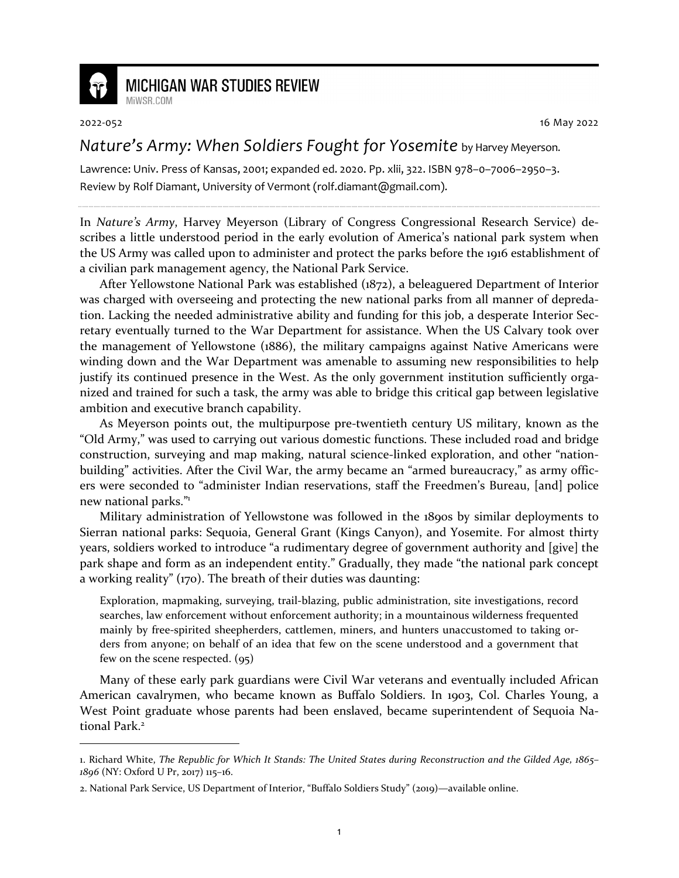# MICHIGAN WAR STUDIES REVIEW

MiWSR.COM

2022-052 16 May 2022

## *Nature's Army: When Soldiers Fought for Yosemite* by Harvey Meyerson.

Lawrence: Univ. Press of Kansas, 2001; expanded ed. 2020. Pp. xlii, 322. ISBN 978–0–7006–2950–3.
Review by Rolf Diamant, University of Vermont (rolf.diamant@gmail.com).

In *Nature's Army*, Harvey Meyerson (Library of Congress Congressional Research Service) describes a little understood period in the early evolution of America's national park system when the US Army was called upon to administer and protect the parks before the 1916 establishment of a civilian park management agency, the National Park Service.

After Yellowstone National Park was established (1872), a beleaguered Department of Interior was charged with overseeing and protecting the new national parks from all manner of depredation. Lacking the needed administrative ability and funding for this job, a desperate Interior Secretary eventually turned to the War Department for assistance. When the US Calvary took over the management of Yellowstone (1886), the military campaigns against Native Americans were winding down and the War Department was amenable to assuming new responsibilities to help justify its continued presence in the West. As the only government institution sufficiently organized and trained for such a task, the army was able to bridge this critical gap between legislative ambition and executive branch capability.

As Meyerson points out, the multipurpose pre-twentieth century US military, known as the "Old Army," was used to carrying out various domestic functions. These included road and bridge construction, surveying and map making, natural science-linked exploration, and other "nation-building" activities. After the Civil War, the army became an "armed bureaucracy," as army officers were seconded to "administer Indian reservations, staff the Freedmen's Bureau, [and] police new national parks."[1]

Military administration of Yellowstone was followed in the 1890s by similar deployments to Sierran national parks: Sequoia, General Grant (Kings Canyon), and Yosemite. For almost thirty years, soldiers worked to introduce "a rudimentary degree of government authority and [give] the park shape and form as an independent entity." Gradually, they made "the national park concept a working reality" (170). The breath of their duties was daunting:

> Exploration, mapmaking, surveying, trail-blazing, public administration, site investigations, record searches, law enforcement without enforcement authority; in a mountainous wilderness frequented mainly by free-spirited sheepherders, cattlemen, miners, and hunters unaccustomed to taking orders from anyone; on behalf of an idea that few on the scene understood and a government that few on the scene respected. (95)

Many of these early park guardians were Civil War veterans and eventually included African American cavalrymen, who became known as Buffalo Soldiers. In 1903, Col. Charles Young, a West Point graduate whose parents had been enslaved, became superintendent of Sequoia National Park.[2]

---

1. Richard White, *The Republic for Which It Stands: The United States during Reconstruction and the Gilded Age, 1865–1896* (NY: Oxford U Pr, 2017) 115–16.

2. National Park Service, US Department of Interior, "Buffalo Soldiers Study" (2019)—available online.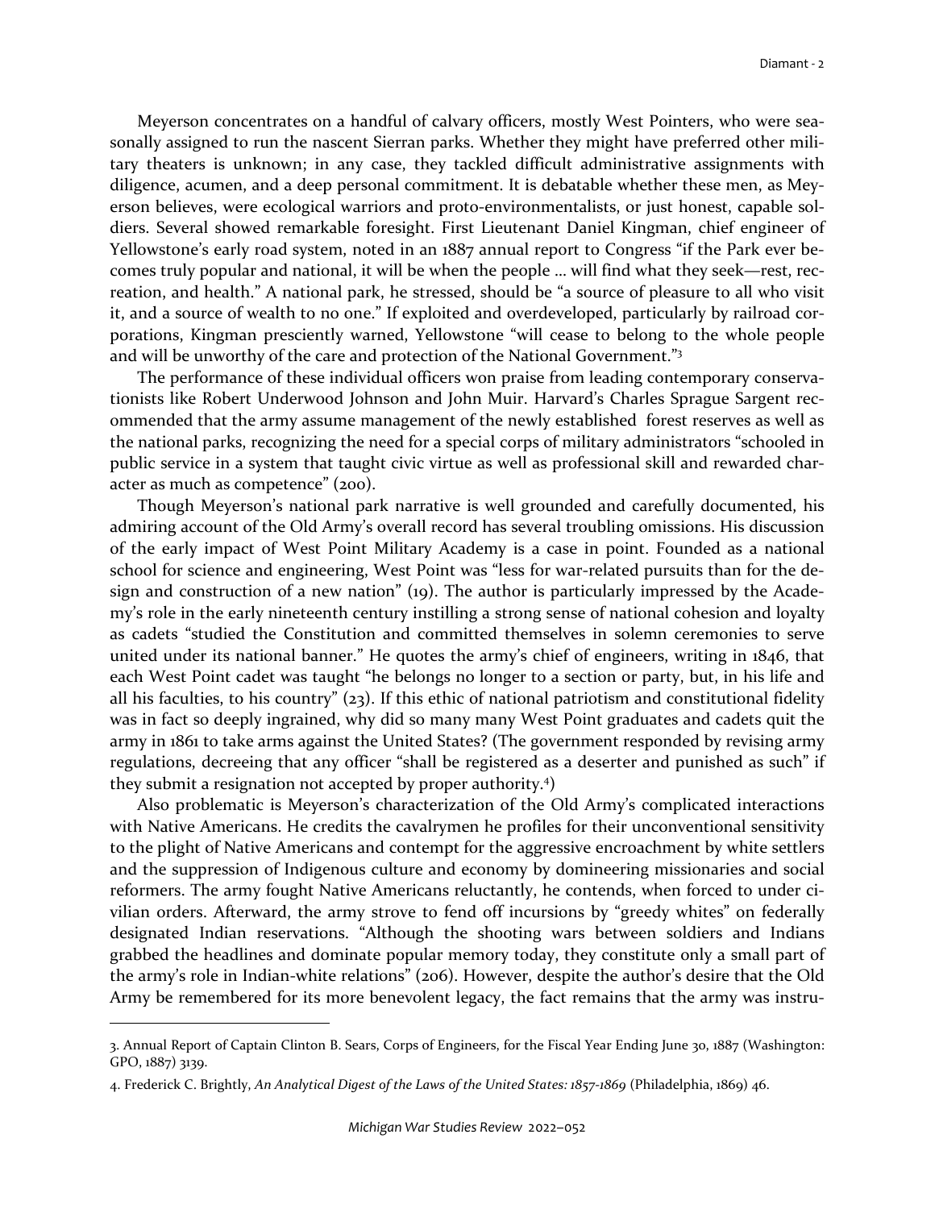Meyerson concentrates on a handful of calvary officers, mostly West Pointers, who were seasonally assigned to run the nascent Sierran parks. Whether they might have preferred other military theaters is unknown; in any case, they tackled difficult administrative assignments with diligence, acumen, and a deep personal commitment. It is debatable whether these men, as Meyerson believes, were ecological warriors and proto-environmentalists, or just honest, capable soldiers. Several showed remarkable foresight. First Lieutenant Daniel Kingman, chief engineer of Yellowstone's early road system, noted in an 1887 annual report to Congress "if the Park ever becomes truly popular and national, it will be when the people … will find what they seek—rest, recreation, and health." A national park, he stressed, should be "a source of pleasure to all who visit it, and a source of wealth to no one." If exploited and overdeveloped, particularly by railroad corporations, Kingman presciently warned, Yellowstone "will cease to belong to the whole people and will be unworthy of the care and protection of the National Government."[3]

The performance of these individual officers won praise from leading contemporary conservationists like Robert Underwood Johnson and John Muir. Harvard's Charles Sprague Sargent recommended that the army assume management of the newly established forest reserves as well as the national parks, recognizing the need for a special corps of military administrators "schooled in public service in a system that taught civic virtue as well as professional skill and rewarded character as much as competence" (200).

Though Meyerson's national park narrative is well grounded and carefully documented, his admiring account of the Old Army's overall record has several troubling omissions. His discussion of the early impact of West Point Military Academy is a case in point. Founded as a national school for science and engineering, West Point was "less for war-related pursuits than for the design and construction of a new nation" (19). The author is particularly impressed by the Academy's role in the early nineteenth century instilling a strong sense of national cohesion and loyalty as cadets "studied the Constitution and committed themselves in solemn ceremonies to serve united under its national banner." He quotes the army's chief of engineers, writing in 1846, that each West Point cadet was taught "he belongs no longer to a section or party, but, in his life and all his faculties, to his country" (23). If this ethic of national patriotism and constitutional fidelity was in fact so deeply ingrained, why did so many many West Point graduates and cadets quit the army in 1861 to take arms against the United States? (The government responded by revising army regulations, decreeing that any officer "shall be registered as a deserter and punished as such" if they submit a resignation not accepted by proper authority.[4])

Also problematic is Meyerson's characterization of the Old Army's complicated interactions with Native Americans. He credits the cavalrymen he profiles for their unconventional sensitivity to the plight of Native Americans and contempt for the aggressive encroachment by white settlers and the suppression of Indigenous culture and economy by domineering missionaries and social reformers. The army fought Native Americans reluctantly, he contends, when forced to under civilian orders. Afterward, the army strove to fend off incursions by "greedy whites" on federally designated Indian reservations. "Although the shooting wars between soldiers and Indians grabbed the headlines and dominate popular memory today, they constitute only a small part of the army's role in Indian-white relations" (206). However, despite the author's desire that the Old Army be remembered for its more benevolent legacy, the fact remains that the army was instru-

---

3. Annual Report of Captain Clinton B. Sears, Corps of Engineers, for the Fiscal Year Ending June 30, 1887 (Washington: GPO, 1887) 3139.

4. Frederick C. Brightly, *An Analytical Digest of the Laws of the United States: 1857-1869* (Philadelphia, 1869) 46.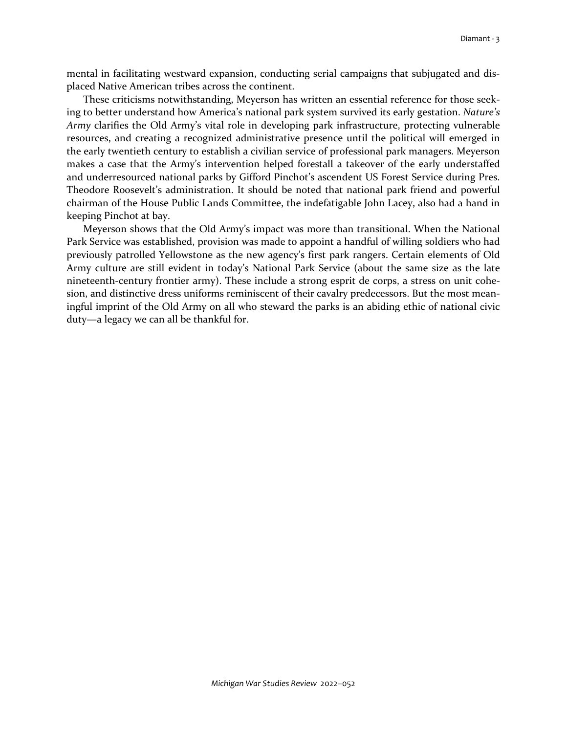mental in facilitating westward expansion, conducting serial campaigns that subjugated and displaced Native American tribes across the continent.

These criticisms notwithstanding, Meyerson has written an essential reference for those seeking to better understand how America's national park system survived its early gestation. *Nature's Army* clarifies the Old Army's vital role in developing park infrastructure, protecting vulnerable resources, and creating a recognized administrative presence until the political will emerged in the early twentieth century to establish a civilian service of professional park managers. Meyerson makes a case that the Army's intervention helped forestall a takeover of the early understaffed and underresourced national parks by Gifford Pinchot's ascendent US Forest Service during Pres. Theodore Roosevelt's administration. It should be noted that national park friend and powerful chairman of the House Public Lands Committee, the indefatigable John Lacey, also had a hand in keeping Pinchot at bay.

Meyerson shows that the Old Army's impact was more than transitional. When the National Park Service was established, provision was made to appoint a handful of willing soldiers who had previously patrolled Yellowstone as the new agency's first park rangers. Certain elements of Old Army culture are still evident in today's National Park Service (about the same size as the late nineteenth-century frontier army). These include a strong esprit de corps, a stress on unit cohesion, and distinctive dress uniforms reminiscent of their cavalry predecessors. But the most meaningful imprint of the Old Army on all who steward the parks is an abiding ethic of national civic duty—a legacy we can all be thankful for.